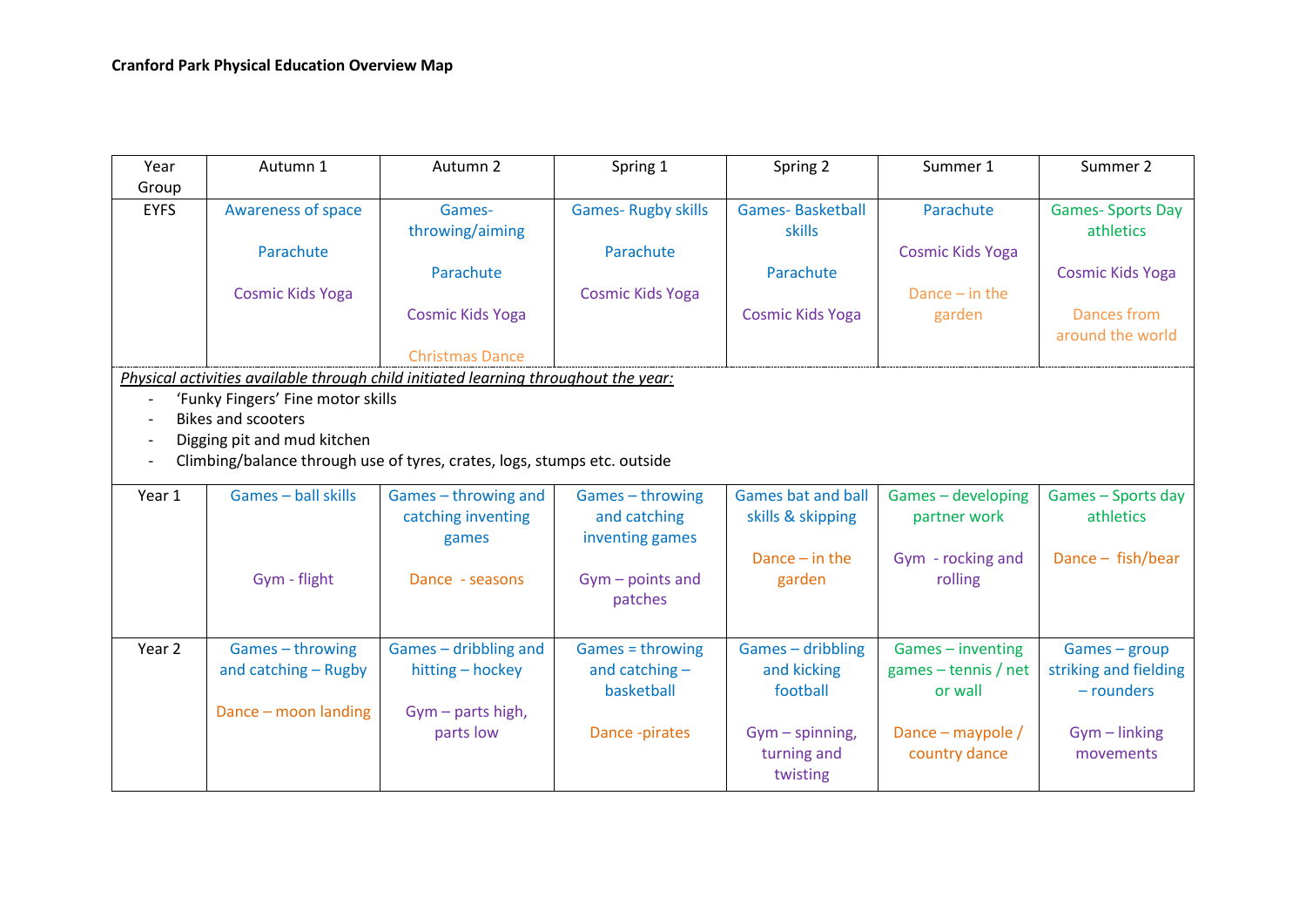**Cranford Park Physical Education Overview Map**

| Year Group | Autumn 1 | Autumn 2 | Spring 1 | Spring 2 | Summer 1 | Summer 2 |
|---|---|---|---|---|---|---|
| EYFS | Awareness of space<br><br>Parachute<br><br>Cosmic Kids Yoga | Games- throwing/aiming<br><br>Parachute<br><br>Cosmic Kids Yoga<br><br>Christmas Dance | Games- Rugby skills<br><br>Parachute<br><br>Cosmic Kids Yoga | Games- Basketball skills<br><br>Parachute<br><br>Cosmic Kids Yoga | Parachute<br><br>Cosmic Kids Yoga<br><br>Dance – in the garden | Games- Sports Day athletics<br><br>Cosmic Kids Yoga<br><br>Dances from around the world |
| *Physical activities available through child initiated learning throughout the year:*<br>- 'Funky Fingers' Fine motor skills<br>- Bikes and scooters<br>- Digging pit and mud kitchen<br>- Climbing/balance through use of tyres, crates, logs, stumps etc. outside | | | | | | |
| Year 1 | Games – ball skills<br><br>Gym - flight | Games – throwing and catching inventing games<br><br>Dance - seasons | Games – throwing and catching inventing games<br><br>Gym – points and patches | Games bat and ball skills & skipping<br><br>Dance – in the garden | Games – developing partner work<br><br>Gym - rocking and rolling | Games – Sports day athletics<br><br>Dance – fish/bear |
| Year 2 | Games – throwing and catching – Rugby<br><br>Dance – moon landing | Games – dribbling and hitting – hockey<br><br>Gym – parts high, parts low | Games = throwing and catching – basketball<br><br>Dance -pirates | Games – dribbling and kicking football<br><br>Gym – spinning, turning and twisting | Games – inventing games – tennis / net or wall<br><br>Dance – maypole / country dance | Games – group striking and fielding – rounders<br><br>Gym – linking movements |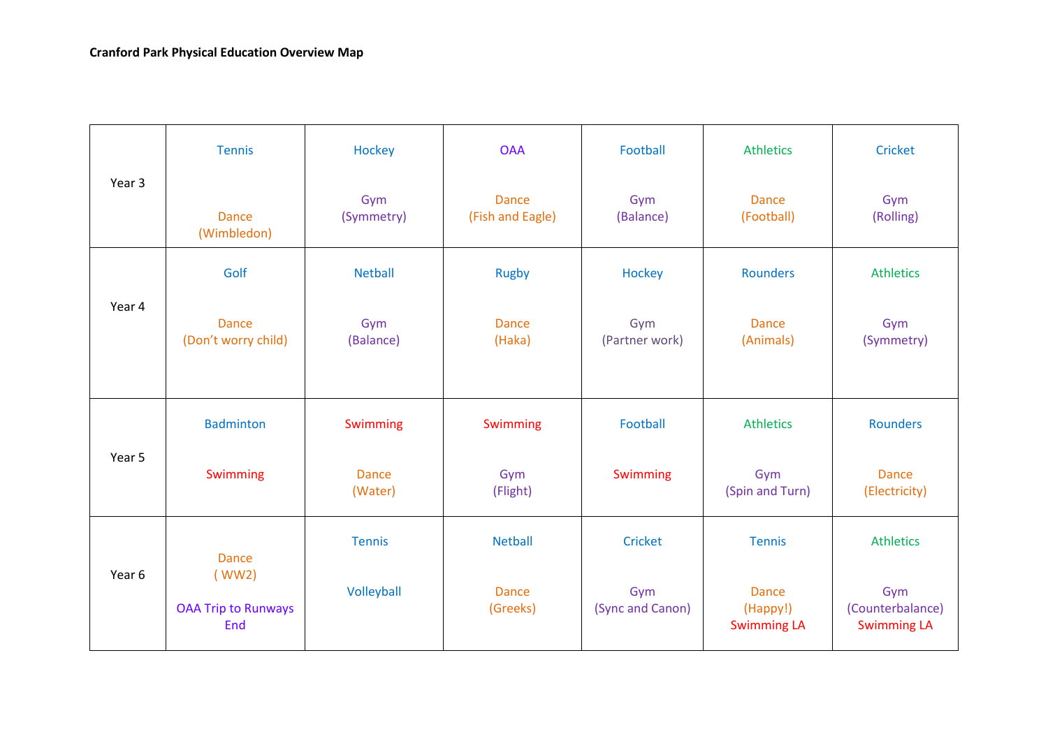**Cranford Park Physical Education Overview Map**

| | | | | | | |
|---|---|---|---|---|---|---|
| Year 3 | Tennis<br><br>Dance (Wimbledon) | Hockey<br><br>Gym (Symmetry) | OAA<br><br>Dance (Fish and Eagle) | Football<br><br>Gym (Balance) | Athletics<br><br>Dance (Football) | Cricket<br><br>Gym (Rolling) |
| Year 4 | Golf<br><br>Dance (Don't worry child) | Netball<br><br>Gym (Balance) | Rugby<br><br>Dance (Haka) | Hockey<br><br>Gym (Partner work) | Rounders<br><br>Dance (Animals) | Athletics<br><br>Gym (Symmetry) |
| Year 5 | Badminton<br><br>Swimming | Swimming<br><br>Dance (Water) | Swimming<br><br>Gym (Flight) | Football<br><br>Swimming | Athletics<br><br>Gym (Spin and Turn) | Rounders<br><br>Dance (Electricity) |
| Year 6 | Dance ( WW2)<br><br>OAA Trip to Runways End | Tennis<br><br>Volleyball | Netball<br><br>Dance (Greeks) | Cricket<br><br>Gym (Sync and Canon) | Tennis<br><br>Dance (Happy!)<br>Swimming LA | Athletics<br><br>Gym (Counterbalance)<br>Swimming LA |